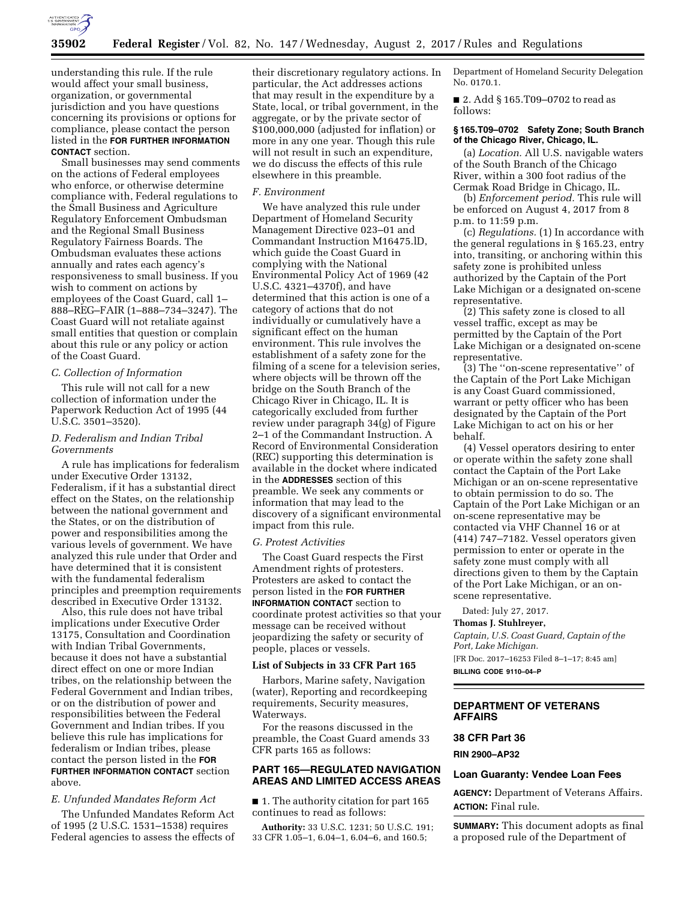understanding this rule. If the rule would affect your small business, organization, or governmental jurisdiction and you have questions concerning its provisions or options for compliance, please contact the person listed in the **FOR FURTHER INFORMATION CONTACT** section.

Small businesses may send comments on the actions of Federal employees who enforce, or otherwise determine compliance with, Federal regulations to the Small Business and Agriculture Regulatory Enforcement Ombudsman and the Regional Small Business Regulatory Fairness Boards. The Ombudsman evaluates these actions annually and rates each agency's responsiveness to small business. If you wish to comment on actions by employees of the Coast Guard, call 1–888–REG–FAIR (1–888–734–3247). The Coast Guard will not retaliate against small entities that question or complain about this rule or any policy or action of the Coast Guard.

### *C. Collection of Information*

This rule will not call for a new collection of information under the Paperwork Reduction Act of 1995 (44 U.S.C. 3501–3520).

### *D. Federalism and Indian Tribal Governments*

A rule has implications for federalism under Executive Order 13132, Federalism, if it has a substantial direct effect on the States, on the relationship between the national government and the States, or on the distribution of power and responsibilities among the various levels of government. We have analyzed this rule under that Order and have determined that it is consistent with the fundamental federalism principles and preemption requirements described in Executive Order 13132.

Also, this rule does not have tribal implications under Executive Order 13175, Consultation and Coordination with Indian Tribal Governments, because it does not have a substantial direct effect on one or more Indian tribes, on the relationship between the Federal Government and Indian tribes, or on the distribution of power and responsibilities between the Federal Government and Indian tribes. If you believe this rule has implications for federalism or Indian tribes, please contact the person listed in the **FOR FURTHER INFORMATION CONTACT** section above.

### *E. Unfunded Mandates Reform Act*

The Unfunded Mandates Reform Act of 1995 (2 U.S.C. 1531–1538) requires Federal agencies to assess the effects of their discretionary regulatory actions. In particular, the Act addresses actions that may result in the expenditure by a State, local, or tribal government, in the aggregate, or by the private sector of $100,000,000 (adjusted for inflation) or more in any one year. Though this rule will not result in such an expenditure, we do discuss the effects of this rule elsewhere in this preamble.

### *F. Environment*

We have analyzed this rule under Department of Homeland Security Management Directive 023–01 and Commandant Instruction M16475.lD, which guide the Coast Guard in complying with the National Environmental Policy Act of 1969 (42 U.S.C. 4321–4370f), and have determined that this action is one of a category of actions that do not individually or cumulatively have a significant effect on the human environment. This rule involves the establishment of a safety zone for the filming of a scene for a television series, where objects will be thrown off the bridge on the South Branch of the Chicago River in Chicago, IL. It is categorically excluded from further review under paragraph 34(g) of Figure 2–1 of the Commandant Instruction. A Record of Environmental Consideration (REC) supporting this determination is available in the docket where indicated in the **ADDRESSES** section of this preamble. We seek any comments or information that may lead to the discovery of a significant environmental impact from this rule.

### *G. Protest Activities*

The Coast Guard respects the First Amendment rights of protesters. Protesters are asked to contact the person listed in the **FOR FURTHER INFORMATION CONTACT** section to coordinate protest activities so that your message can be received without jeopardizing the safety or security of people, places or vessels.

### List of Subjects in 33 CFR Part 165

Harbors, Marine safety, Navigation (water), Reporting and recordkeeping requirements, Security measures, Waterways.

For the reasons discussed in the preamble, the Coast Guard amends 33 CFR parts 165 as follows:

## PART 165—REGULATED NAVIGATION AREAS AND LIMITED ACCESS AREAS

■ 1. The authority citation for part 165 continues to read as follows:

**Authority:** 33 U.S.C. 1231; 50 U.S.C. 191; 33 CFR 1.05–1, 6.04–1, 6.04–6, and 160.5; Department of Homeland Security Delegation No. 0170.1.

■ 2. Add § 165.T09–0702 to read as follows:

**§ 165.T09–0702 Safety Zone; South Branch of the Chicago River, Chicago, IL.**

(a) *Location.* All U.S. navigable waters of the South Branch of the Chicago River, within a 300 foot radius of the Cermak Road Bridge in Chicago, IL.

(b) *Enforcement period.* This rule will be enforced on August 4, 2017 from 8 p.m. to 11:59 p.m.

(c) *Regulations.* (1) In accordance with the general regulations in § 165.23, entry into, transiting, or anchoring within this safety zone is prohibited unless authorized by the Captain of the Port Lake Michigan or a designated on-scene representative.

(2) This safety zone is closed to all vessel traffic, except as may be permitted by the Captain of the Port Lake Michigan or a designated on-scene representative.

(3) The "on-scene representative" of the Captain of the Port Lake Michigan is any Coast Guard commissioned, warrant or petty officer who has been designated by the Captain of the Port Lake Michigan to act on his or her behalf.

(4) Vessel operators desiring to enter or operate within the safety zone shall contact the Captain of the Port Lake Michigan or an on-scene representative to obtain permission to do so. The Captain of the Port Lake Michigan or an on-scene representative may be contacted via VHF Channel 16 or at (414) 747–7182. Vessel operators given permission to enter or operate in the safety zone must comply with all directions given to them by the Captain of the Port Lake Michigan, or an on-scene representative.

Dated: July 27, 2017.

**Thomas J. Stuhlreyer,**

*Captain, U.S. Coast Guard, Captain of the Port, Lake Michigan.*

[FR Doc. 2017–16253 Filed 8–1–17; 8:45 am]

**BILLING CODE 9110–04–P**

## DEPARTMENT OF VETERANS AFFAIRS

### 38 CFR Part 36

**RIN 2900–AP32**

### Loan Guaranty: Vendee Loan Fees

**AGENCY:** Department of Veterans Affairs.

**ACTION:** Final rule.

**SUMMARY:** This document adopts as final a proposed rule of the Department of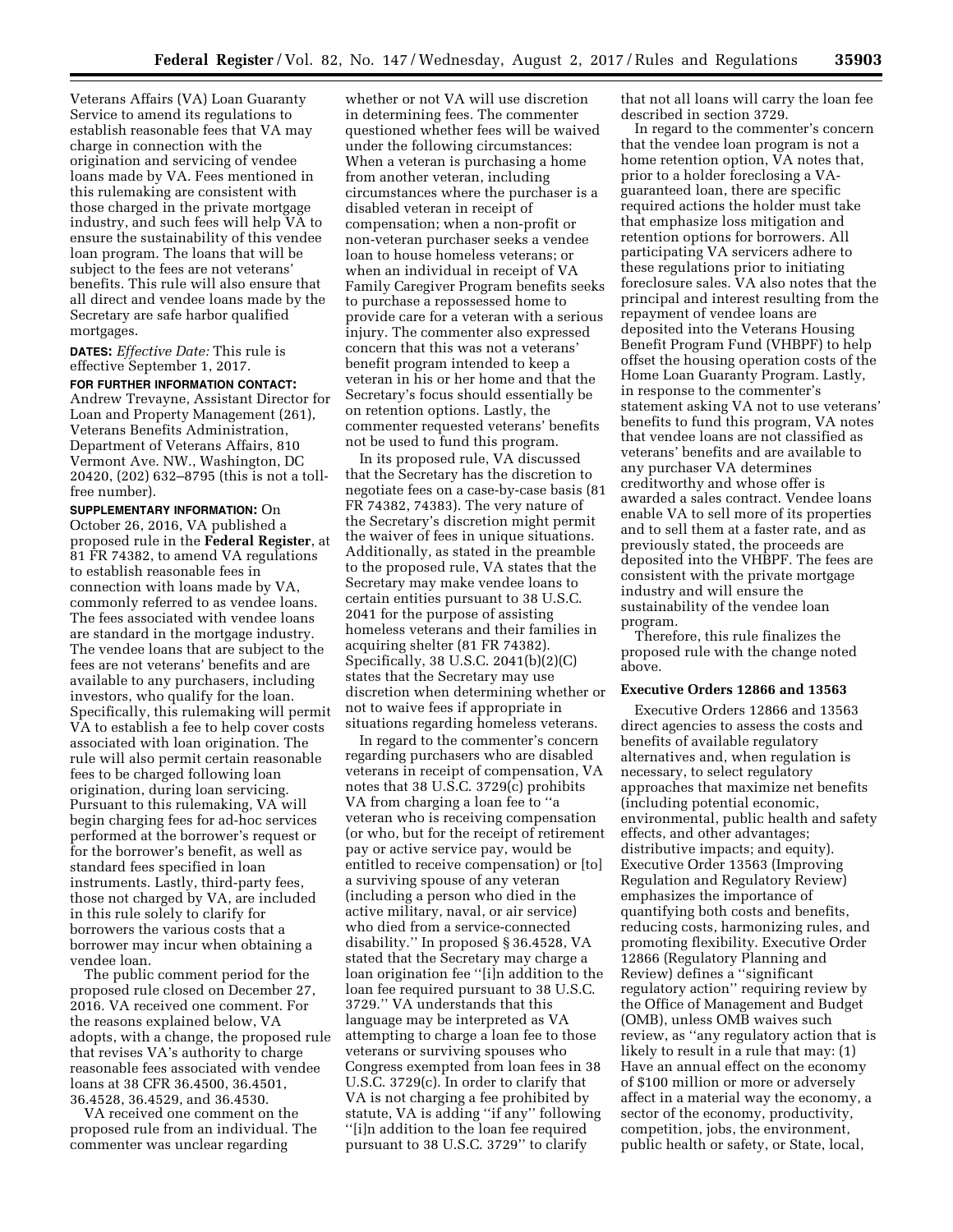Veterans Affairs (VA) Loan Guaranty Service to amend its regulations to establish reasonable fees that VA may charge in connection with the origination and servicing of vendee loans made by VA. Fees mentioned in this rulemaking are consistent with those charged in the private mortgage industry, and such fees will help VA to ensure the sustainability of this vendee loan program. The loans that will be subject to the fees are not veterans' benefits. This rule will also ensure that all direct and vendee loans made by the Secretary are safe harbor qualified mortgages.

**DATES:** *Effective Date:* This rule is effective September 1, 2017.

**FOR FURTHER INFORMATION CONTACT:** Andrew Trevayne, Assistant Director for Loan and Property Management (261), Veterans Benefits Administration, Department of Veterans Affairs, 810 Vermont Ave. NW., Washington, DC 20420, (202) 632–8795 (this is not a toll-free number).

**SUPPLEMENTARY INFORMATION:** On October 26, 2016, VA published a proposed rule in the **Federal Register**, at 81 FR 74382, to amend VA regulations to establish reasonable fees in connection with loans made by VA, commonly referred to as vendee loans. The fees associated with vendee loans are standard in the mortgage industry. The vendee loans that are subject to the fees are not veterans' benefits and are available to any purchasers, including investors, who qualify for the loan. Specifically, this rulemaking will permit VA to establish a fee to help cover costs associated with loan origination. The rule will also permit certain reasonable fees to be charged following loan origination, during loan servicing. Pursuant to this rulemaking, VA will begin charging fees for ad-hoc services performed at the borrower's request or for the borrower's benefit, as well as standard fees specified in loan instruments. Lastly, third-party fees, those not charged by VA, are included in this rule solely to clarify for borrowers the various costs that a borrower may incur when obtaining a vendee loan.

The public comment period for the proposed rule closed on December 27, 2016. VA received one comment. For the reasons explained below, VA adopts, with a change, the proposed rule that revises VA's authority to charge reasonable fees associated with vendee loans at 38 CFR 36.4500, 36.4501, 36.4528, 36.4529, and 36.4530.

VA received one comment on the proposed rule from an individual. The commenter was unclear regarding whether or not VA will use discretion in determining fees. The commenter questioned whether fees will be waived under the following circumstances: When a veteran is purchasing a home from another veteran, including circumstances where the purchaser is a disabled veteran in receipt of compensation; when a non-profit or non-veteran purchaser seeks a vendee loan to house homeless veterans; or when an individual in receipt of VA Family Caregiver Program benefits seeks to purchase a repossessed home to provide care for a veteran with a serious injury. The commenter also expressed concern that this was not a veterans' benefit program intended to keep a veteran in his or her home and that the Secretary's focus should essentially be on retention options. Lastly, the commenter requested veterans' benefits not be used to fund this program.

In its proposed rule, VA discussed that the Secretary has the discretion to negotiate fees on a case-by-case basis (81 FR 74382, 74383). The very nature of the Secretary's discretion might permit the waiver of fees in unique situations. Additionally, as stated in the preamble to the proposed rule, VA states that the Secretary may make vendee loans to certain entities pursuant to 38 U.S.C. 2041 for the purpose of assisting homeless veterans and their families in acquiring shelter (81 FR 74382). Specifically, 38 U.S.C. 2041(b)(2)(C) states that the Secretary may use discretion when determining whether or not to waive fees if appropriate in situations regarding homeless veterans.

In regard to the commenter's concern regarding purchasers who are disabled veterans in receipt of compensation, VA notes that 38 U.S.C. 3729(c) prohibits VA from charging a loan fee to "a veteran who is receiving compensation (or who, but for the receipt of retirement pay or active service pay, would be entitled to receive compensation) or [to] a surviving spouse of any veteran (including a person who died in the active military, naval, or air service) who died from a service-connected disability." In proposed § 36.4528, VA stated that the Secretary may charge a loan origination fee "[i]n addition to the loan fee required pursuant to 38 U.S.C. 3729." VA understands that this language may be interpreted as VA attempting to charge a loan fee to those veterans or surviving spouses who Congress exempted from loan fees in 38 U.S.C. 3729(c). In order to clarify that VA is not charging a fee prohibited by statute, VA is adding "if any" following "[i]n addition to the loan fee required pursuant to 38 U.S.C. 3729" to clarify that not all loans will carry the loan fee described in section 3729.

In regard to the commenter's concern that the vendee loan program is not a home retention option, VA notes that, prior to a holder foreclosing a VA-guaranteed loan, there are specific required actions the holder must take that emphasize loss mitigation and retention options for borrowers. All participating VA servicers adhere to these regulations prior to initiating foreclosure sales. VA also notes that the principal and interest resulting from the repayment of vendee loans are deposited into the Veterans Housing Benefit Program Fund (VHBPF) to help offset the housing operation costs of the Home Loan Guaranty Program. Lastly, in response to the commenter's statement asking VA not to use veterans' benefits to fund this program, VA notes that vendee loans are not classified as veterans' benefits and are available to any purchaser VA determines creditworthy and whose offer is awarded a sales contract. Vendee loans enable VA to sell more of its properties and to sell them at a faster rate, and as previously stated, the proceeds are deposited into the VHBPF. The fees are consistent with the private mortgage industry and will ensure the sustainability of the vendee loan program.

Therefore, this rule finalizes the proposed rule with the change noted above.

## Executive Orders 12866 and 13563

Executive Orders 12866 and 13563 direct agencies to assess the costs and benefits of available regulatory alternatives and, when regulation is necessary, to select regulatory approaches that maximize net benefits (including potential economic, environmental, public health and safety effects, and other advantages; distributive impacts; and equity). Executive Order 13563 (Improving Regulation and Regulatory Review) emphasizes the importance of quantifying both costs and benefits, reducing costs, harmonizing rules, and promoting flexibility. Executive Order 12866 (Regulatory Planning and Review) defines a "significant regulatory action" requiring review by the Office of Management and Budget (OMB), unless OMB waives such review, as "any regulatory action that is likely to result in a rule that may: (1) Have an annual effect on the economy of $100 million or more or adversely affect in a material way the economy, a sector of the economy, productivity, competition, jobs, the environment, public health or safety, or State, local,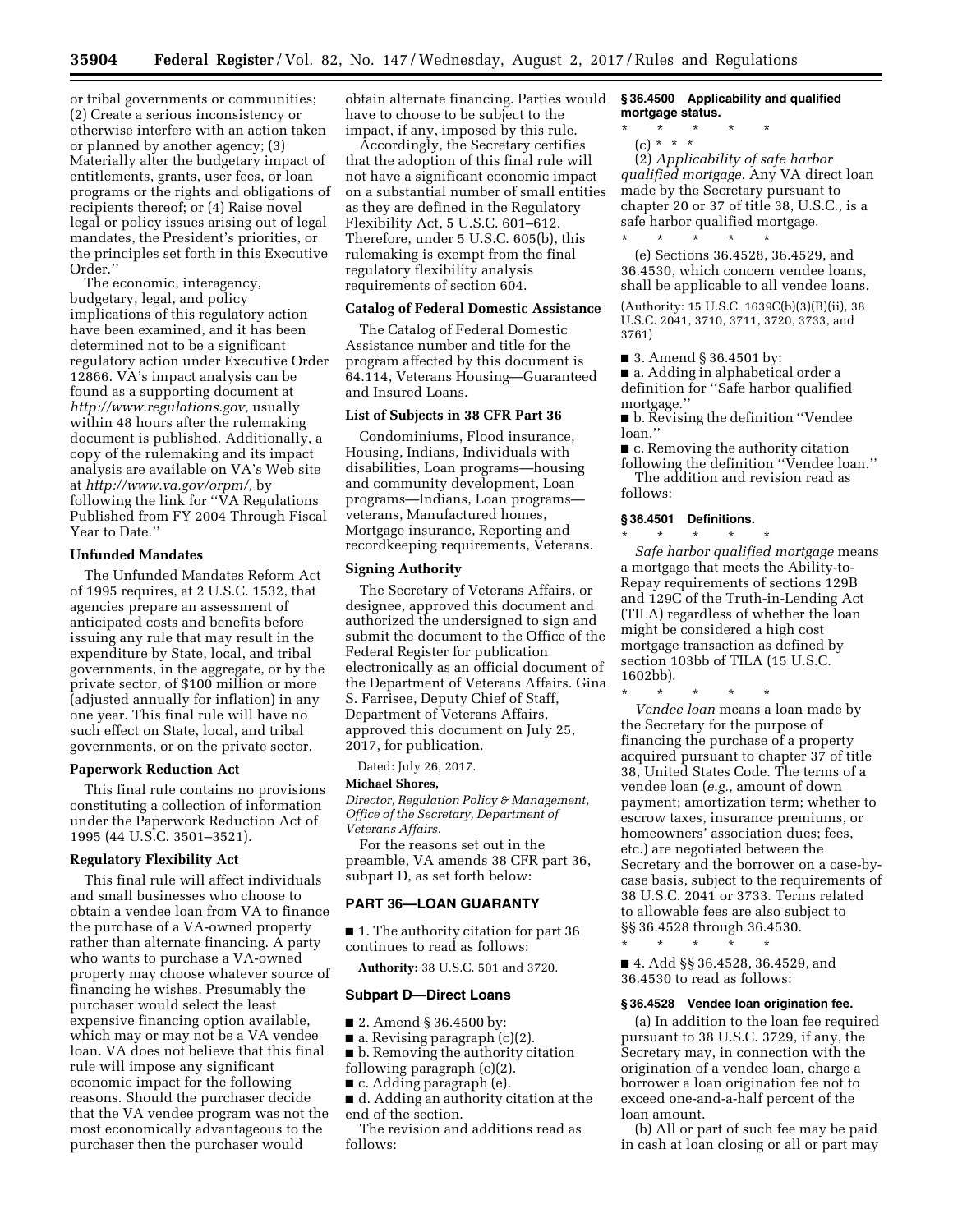or tribal governments or communities; (2) Create a serious inconsistency or otherwise interfere with an action taken or planned by another agency; (3) Materially alter the budgetary impact of entitlements, grants, user fees, or loan programs or the rights and obligations of recipients thereof; or (4) Raise novel legal or policy issues arising out of legal mandates, the President's priorities, or the principles set forth in this Executive Order.''

The economic, interagency, budgetary, legal, and policy implications of this regulatory action have been examined, and it has been determined not to be a significant regulatory action under Executive Order 12866. VA's impact analysis can be found as a supporting document at *http://www.regulations.gov,* usually within 48 hours after the rulemaking document is published. Additionally, a copy of the rulemaking and its impact analysis are available on VA's Web site at *http://www.va.gov/orpm/,* by following the link for ''VA Regulations Published from FY 2004 Through Fiscal Year to Date.''

## Unfunded Mandates

The Unfunded Mandates Reform Act of 1995 requires, at 2 U.S.C. 1532, that agencies prepare an assessment of anticipated costs and benefits before issuing any rule that may result in the expenditure by State, local, and tribal governments, in the aggregate, or by the private sector, of $100 million or more (adjusted annually for inflation) in any one year. This final rule will have no such effect on State, local, and tribal governments, or on the private sector.

## Paperwork Reduction Act

This final rule contains no provisions constituting a collection of information under the Paperwork Reduction Act of 1995 (44 U.S.C. 3501–3521).

## Regulatory Flexibility Act

This final rule will affect individuals and small businesses who choose to obtain a vendee loan from VA to finance the purchase of a VA-owned property rather than alternate financing. A party who wants to purchase a VA-owned property may choose whatever source of financing he wishes. Presumably the purchaser would select the least expensive financing option available, which may or may not be a VA vendee loan. VA does not believe that this final rule will impose any significant economic impact for the following reasons. Should the purchaser decide that the VA vendee program was not the most economically advantageous to the purchaser then the purchaser would obtain alternate financing. Parties would have to choose to be subject to the impact, if any, imposed by this rule.

Accordingly, the Secretary certifies that the adoption of this final rule will not have a significant economic impact on a substantial number of small entities as they are defined in the Regulatory Flexibility Act, 5 U.S.C. 601–612. Therefore, under 5 U.S.C. 605(b), this rulemaking is exempt from the final regulatory flexibility analysis requirements of section 604.

## Catalog of Federal Domestic Assistance

The Catalog of Federal Domestic Assistance number and title for the program affected by this document is 64.114, Veterans Housing—Guaranteed and Insured Loans.

## List of Subjects in 38 CFR Part 36

Condominiums, Flood insurance, Housing, Indians, Individuals with disabilities, Loan programs—housing and community development, Loan programs—Indians, Loan programs—veterans, Manufactured homes, Mortgage insurance, Reporting and recordkeeping requirements, Veterans.

## Signing Authority

The Secretary of Veterans Affairs, or designee, approved this document and authorized the undersigned to sign and submit the document to the Office of the Federal Register for publication electronically as an official document of the Department of Veterans Affairs. Gina S. Farrisee, Deputy Chief of Staff, Department of Veterans Affairs, approved this document on July 25, 2017, for publication.

Dated: July 26, 2017.

**Michael Shores,**

*Director, Regulation Policy & Management, Office of the Secretary, Department of Veterans Affairs.*

For the reasons set out in the preamble, VA amends 38 CFR part 36, subpart D, as set forth below:

## PART 36—LOAN GUARANTY

■ 1. The authority citation for part 36 continues to read as follows:

**Authority:** 38 U.S.C. 501 and 3720.

## Subpart D—Direct Loans

■ 2. Amend § 36.4500 by:

■ a. Revising paragraph (c)(2).

■ b. Removing the authority citation following paragraph (c)(2).

■ c. Adding paragraph (e).

■ d. Adding an authority citation at the end of the section.

The revision and additions read as follows:

### § 36.4500 Applicability and qualified mortgage status.

\* \* \* \* \*

(c) \* \* \*

(2) *Applicability of safe harbor qualified mortgage.* Any VA direct loan made by the Secretary pursuant to chapter 20 or 37 of title 38, U.S.C., is a safe harbor qualified mortgage.

\* \* \* \* \*

(e) Sections 36.4528, 36.4529, and 36.4530, which concern vendee loans, shall be applicable to all vendee loans.

(Authority: 15 U.S.C. 1639C(b)(3)(B)(ii), 38 U.S.C. 2041, 3710, 3711, 3720, 3733, and 3761)

■ 3. Amend § 36.4501 by:

■ a. Adding in alphabetical order a definition for ''Safe harbor qualified mortgage.''

■ b. Revising the definition ''Vendee loan.''

■ c. Removing the authority citation following the definition ''Vendee loan.''

The addition and revision read as follows:

### § 36.4501 Definitions.

\* \* \* \* \*

*Safe harbor qualified mortgage* means a mortgage that meets the Ability-to-Repay requirements of sections 129B and 129C of the Truth-in-Lending Act (TILA) regardless of whether the loan might be considered a high cost mortgage transaction as defined by section 103bb of TILA (15 U.S.C. 1602bb).

\* \* \* \* \*

*Vendee loan* means a loan made by the Secretary for the purpose of financing the purchase of a property acquired pursuant to chapter 37 of title 38, United States Code. The terms of a vendee loan (*e.g.,* amount of down payment; amortization term; whether to escrow taxes, insurance premiums, or homeowners' association dues; fees, etc.) are negotiated between the Secretary and the borrower on a case-by-case basis, subject to the requirements of 38 U.S.C. 2041 or 3733. Terms related to allowable fees are also subject to §§ 36.4528 through 36.4530.

\* \* \* \* \*

■ 4. Add §§ 36.4528, 36.4529, and 36.4530 to read as follows:

### § 36.4528 Vendee loan origination fee.

(a) In addition to the loan fee required pursuant to 38 U.S.C. 3729, if any, the Secretary may, in connection with the origination of a vendee loan, charge a borrower a loan origination fee not to exceed one-and-a-half percent of the loan amount.

(b) All or part of such fee may be paid in cash at loan closing or all or part may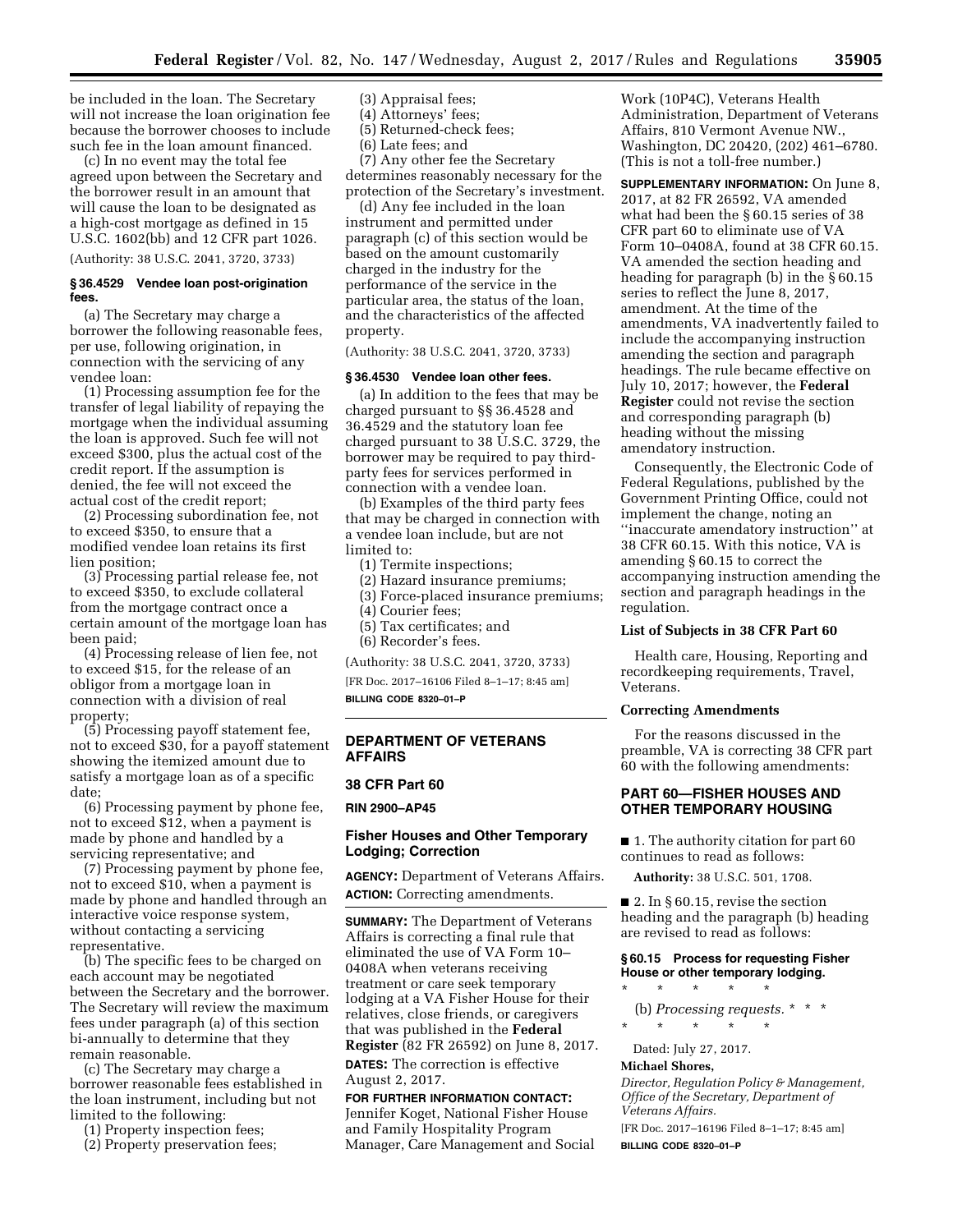be included in the loan. The Secretary will not increase the loan origination fee because the borrower chooses to include such fee in the loan amount financed.

(c) In no event may the total fee agreed upon between the Secretary and the borrower result in an amount that will cause the loan to be designated as a high-cost mortgage as defined in 15 U.S.C. 1602(bb) and 12 CFR part 1026.

(Authority: 38 U.S.C. 2041, 3720, 3733)

### § 36.4529 Vendee loan post-origination fees.

(a) The Secretary may charge a borrower the following reasonable fees, per use, following origination, in connection with the servicing of any vendee loan:

(1) Processing assumption fee for the transfer of legal liability of repaying the mortgage when the individual assuming the loan is approved. Such fee will not exceed $300, plus the actual cost of the credit report. If the assumption is denied, the fee will not exceed the actual cost of the credit report;

(2) Processing subordination fee, not to exceed $350, to ensure that a modified vendee loan retains its first lien position;

(3) Processing partial release fee, not to exceed $350, to exclude collateral from the mortgage contract once a certain amount of the mortgage loan has been paid;

(4) Processing release of lien fee, not to exceed $15, for the release of an obligor from a mortgage loan in connection with a division of real property;

(5) Processing payoff statement fee, not to exceed $30, for a payoff statement showing the itemized amount due to satisfy a mortgage loan as of a specific date;

(6) Processing payment by phone fee, not to exceed $12, when a payment is made by phone and handled by a servicing representative; and

(7) Processing payment by phone fee, not to exceed $10, when a payment is made by phone and handled through an interactive voice response system, without contacting a servicing representative.

(b) The specific fees to be charged on each account may be negotiated between the Secretary and the borrower. The Secretary will review the maximum fees under paragraph (a) of this section bi-annually to determine that they remain reasonable.

(c) The Secretary may charge a borrower reasonable fees established in the loan instrument, including but not limited to the following:

(1) Property inspection fees;

(2) Property preservation fees;

(3) Appraisal fees;

(4) Attorneys' fees;

(5) Returned-check fees;

(6) Late fees; and

(7) Any other fee the Secretary determines reasonably necessary for the protection of the Secretary's investment.

(d) Any fee included in the loan instrument and permitted under paragraph (c) of this section would be based on the amount customarily charged in the industry for the performance of the service in the particular area, the status of the loan, and the characteristics of the affected property.

(Authority: 38 U.S.C. 2041, 3720, 3733)

### § 36.4530 Vendee loan other fees.

(a) In addition to the fees that may be charged pursuant to §§ 36.4528 and 36.4529 and the statutory loan fee charged pursuant to 38 U.S.C. 3729, the borrower may be required to pay third-party fees for services performed in connection with a vendee loan.

(b) Examples of the third party fees that may be charged in connection with a vendee loan include, but are not limited to:

(1) Termite inspections;

(2) Hazard insurance premiums;

(3) Force-placed insurance premiums;

(4) Courier fees;

(5) Tax certificates; and

(6) Recorder's fees.

(Authority: 38 U.S.C. 2041, 3720, 3733)

[FR Doc. 2017–16106 Filed 8–1–17; 8:45 am]

**BILLING CODE 8320–01–P**

## DEPARTMENT OF VETERANS AFFAIRS

## 38 CFR Part 60

## RIN 2900–AP45

## Fisher Houses and Other Temporary Lodging; Correction

**AGENCY:** Department of Veterans Affairs.

**ACTION:** Correcting amendments.

**SUMMARY:** The Department of Veterans Affairs is correcting a final rule that eliminated the use of VA Form 10–0408A when veterans receiving treatment or care seek temporary lodging at a VA Fisher House for their relatives, close friends, or caregivers that was published in the **Federal Register** (82 FR 26592) on June 8, 2017.

**DATES:** The correction is effective August 2, 2017.

**FOR FURTHER INFORMATION CONTACT:** Jennifer Koget, National Fisher House and Family Hospitality Program Manager, Care Management and Social Work (10P4C), Veterans Health Administration, Department of Veterans Affairs, 810 Vermont Avenue NW., Washington, DC 20420, (202) 461–6780. (This is not a toll-free number.)

**SUPPLEMENTARY INFORMATION:** On June 8, 2017, at 82 FR 26592, VA amended what had been the § 60.15 series of 38 CFR part 60 to eliminate use of VA Form 10–0408A, found at 38 CFR 60.15. VA amended the section heading and heading for paragraph (b) in the § 60.15 series to reflect the June 8, 2017, amendment. At the time of the amendments, VA inadvertently failed to include the accompanying instruction amending the section and paragraph headings. The rule became effective on July 10, 2017; however, the **Federal Register** could not revise the section and corresponding paragraph (b) heading without the missing amendatory instruction.

Consequently, the Electronic Code of Federal Regulations, published by the Government Printing Office, could not implement the change, noting an ''inaccurate amendatory instruction'' at 38 CFR 60.15. With this notice, VA is amending § 60.15 to correct the accompanying instruction amending the section and paragraph headings in the regulation.

### List of Subjects in 38 CFR Part 60

Health care, Housing, Reporting and recordkeeping requirements, Travel, Veterans.

### Correcting Amendments

For the reasons discussed in the preamble, VA is correcting 38 CFR part 60 with the following amendments:

## PART 60—FISHER HOUSES AND OTHER TEMPORARY HOUSING

■ 1. The authority citation for part 60 continues to read as follows:

**Authority:** 38 U.S.C. 501, 1708.

■ 2. In § 60.15, revise the section heading and the paragraph (b) heading are revised to read as follows:

### § 60.15 Process for requesting Fisher House or other temporary lodging.

\* \* \* \* \*

(b) *Processing requests.* \* \* \*

\* \* \* \* \*

Dated: July 27, 2017.

**Michael Shores,**

*Director, Regulation Policy & Management, Office of the Secretary, Department of Veterans Affairs.*

[FR Doc. 2017–16196 Filed 8–1–17; 8:45 am]

**BILLING CODE 8320–01–P**